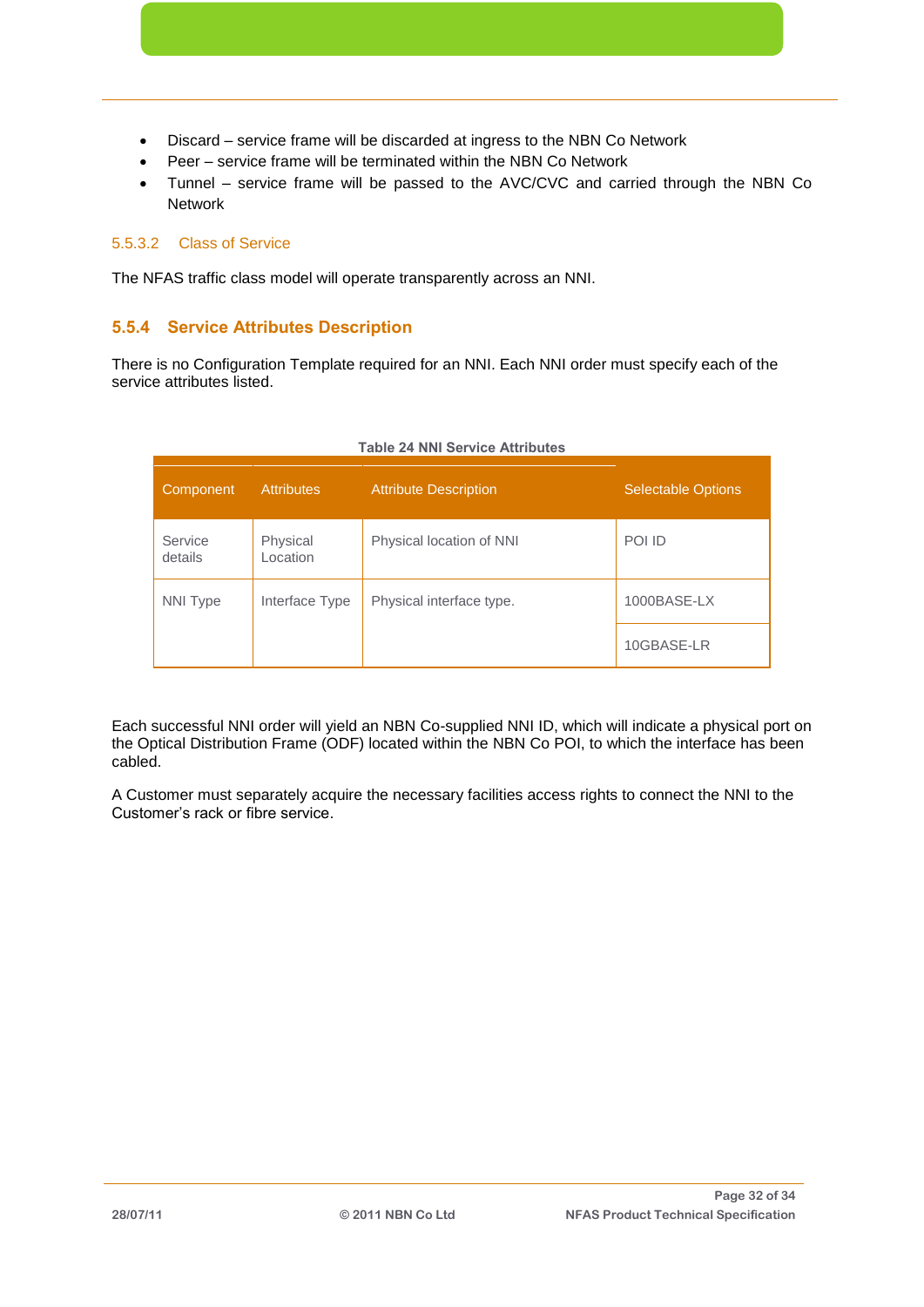- Discard – service frame will be discarded at ingress to the NBN Co Network
- Peer – service frame will be terminated within the NBN Co Network
- Tunnel – service frame will be passed to the AVC/CVC and carried through the NBN Co Network

#### 5.5.3.2 Class of Service

The NFAS traffic class model will operate transparently across an NNI.

### 5.5.4 Service Attributes Description

There is no Configuration Template required for an NNI. Each NNI order must specify each of the service attributes listed.

**Table 24 NNI Service Attributes**

| Component | Attributes | Attribute Description | Selectable Options |
|---|---|---|---|
| Service details | Physical Location | Physical location of NNI | POI ID |
| NNI Type | Interface Type | Physical interface type. | 1000BASE-LX |
| | | | 10GBASE-LR |

Each successful NNI order will yield an NBN Co-supplied NNI ID, which will indicate a physical port on the Optical Distribution Frame (ODF) located within the NBN Co POI, to which the interface has been cabled.

A Customer must separately acquire the necessary facilities access rights to connect the NNI to the Customer's rack or fibre service.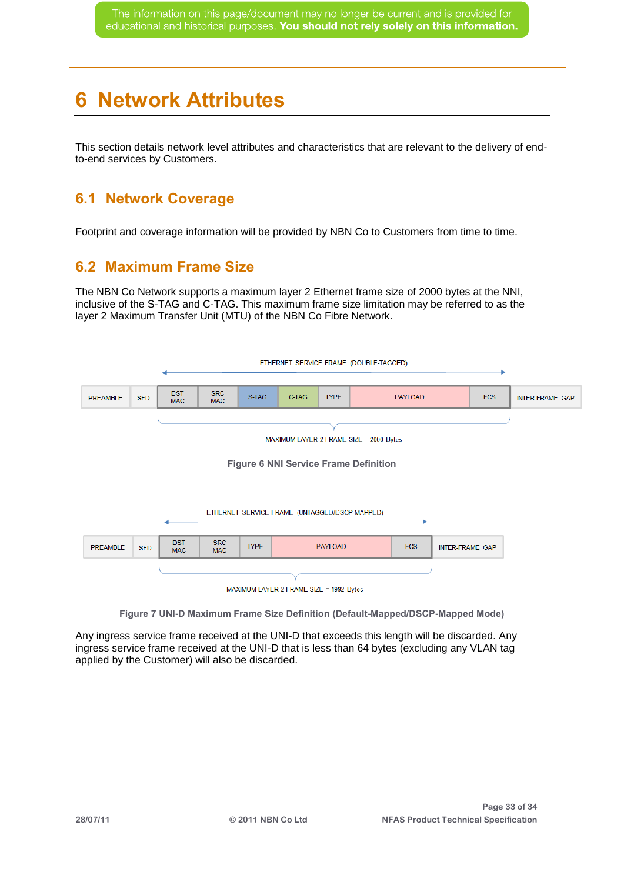The information on this page/document may no longer be current and is provided for educational and historical purposes. **You should not rely solely on this information.**

# 6 Network Attributes

This section details network level attributes and characteristics that are relevant to the delivery of end-to-end services by Customers.

## 6.1 Network Coverage

Footprint and coverage information will be provided by NBN Co to Customers from time to time.

## 6.2 Maximum Frame Size

The NBN Co Network supports a maximum layer 2 Ethernet frame size of 2000 bytes at the NNI, inclusive of the S-TAG and C-TAG. This maximum frame size limitation may be referred to as the layer 2 Maximum Transfer Unit (MTU) of the NBN Co Fibre Network.

ETHERNET SERVICE FRAME (DOUBLE-TAGGED)

| PREAMBLE | SFD | DST MAC | SRC MAC | S-TAG | C-TAG | TYPE | PAYLOAD | FCS | INTER-FRAME GAP |
|---|---|---|---|---|---|---|---|---|---|

MAXIMUM LAYER 2 FRAME SIZE = 2000 Bytes

**Figure 6 NNI Service Frame Definition**

ETHERNET SERVICE FRAME (UNTAGGED/DSCP-MAPPED)

| PREAMBLE | SFD | DST MAC | SRC MAC | TYPE | PAYLOAD | FCS | INTER-FRAME GAP |
|---|---|---|---|---|---|---|---|

MAXIMUM LAYER 2 FRAME SIZE = 1992 Bytes

**Figure 7 UNI-D Maximum Frame Size Definition (Default-Mapped/DSCP-Mapped Mode)**

Any ingress service frame received at the UNI-D that exceeds this length will be discarded. Any ingress service frame received at the UNI-D that is less than 64 bytes (excluding any VLAN tag applied by the Customer) will also be discarded.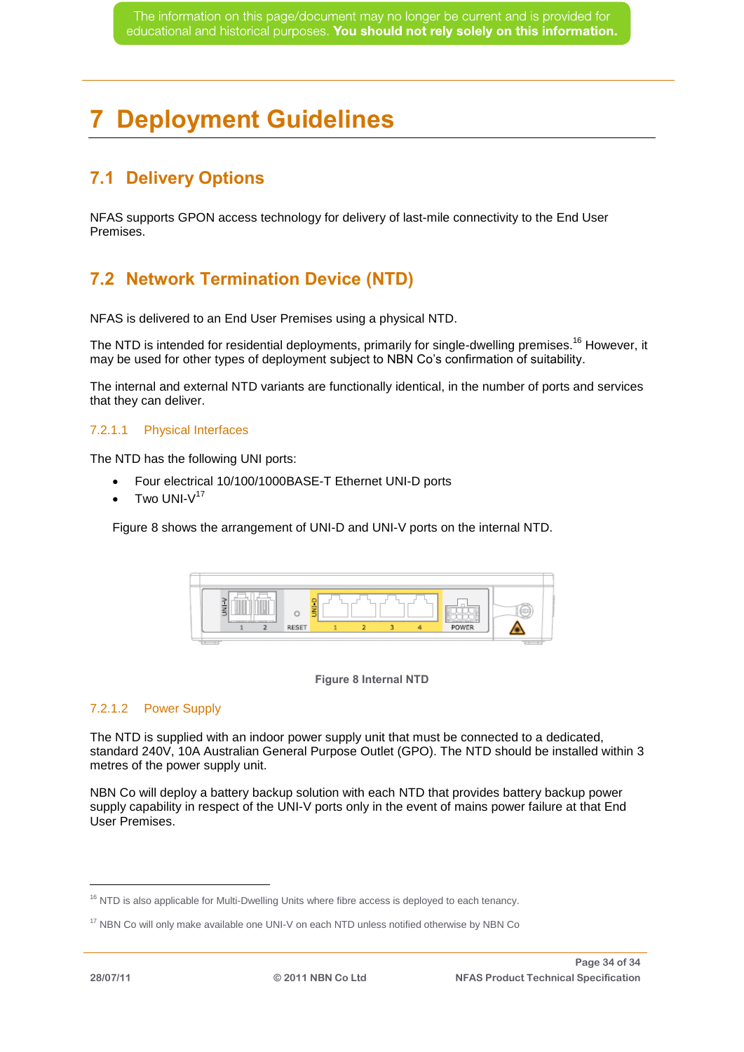The information on this page/document may no longer be current and is provided for educational and historical purposes. **You should not rely solely on this information.**

# 7 Deployment Guidelines

## 7.1 Delivery Options

NFAS supports GPON access technology for delivery of last-mile connectivity to the End User Premises.

## 7.2 Network Termination Device (NTD)

NFAS is delivered to an End User Premises using a physical NTD.

The NTD is intended for residential deployments, primarily for single-dwelling premises.[16] However, it may be used for other types of deployment subject to NBN Co's confirmation of suitability.

The internal and external NTD variants are functionally identical, in the number of ports and services that they can deliver.

#### 7.2.1.1 Physical Interfaces

The NTD has the following UNI ports:

- Four electrical 10/100/1000BASE-T Ethernet UNI-D ports
- Two UNI-V[17]

Figure 8 shows the arrangement of UNI-D and UNI-V ports on the internal NTD.

Figure 8 Internal NTD

#### 7.2.1.2 Power Supply

The NTD is supplied with an indoor power supply unit that must be connected to a dedicated, standard 240V, 10A Australian General Purpose Outlet (GPO). The NTD should be installed within 3 metres of the power supply unit.

NBN Co will deploy a battery backup solution with each NTD that provides battery backup power supply capability in respect of the UNI-V ports only in the event of mains power failure at that End User Premises.

---

[16] NTD is also applicable for Multi-Dwelling Units where fibre access is deployed to each tenancy.

[17] NBN Co will only make available one UNI-V on each NTD unless notified otherwise by NBN Co